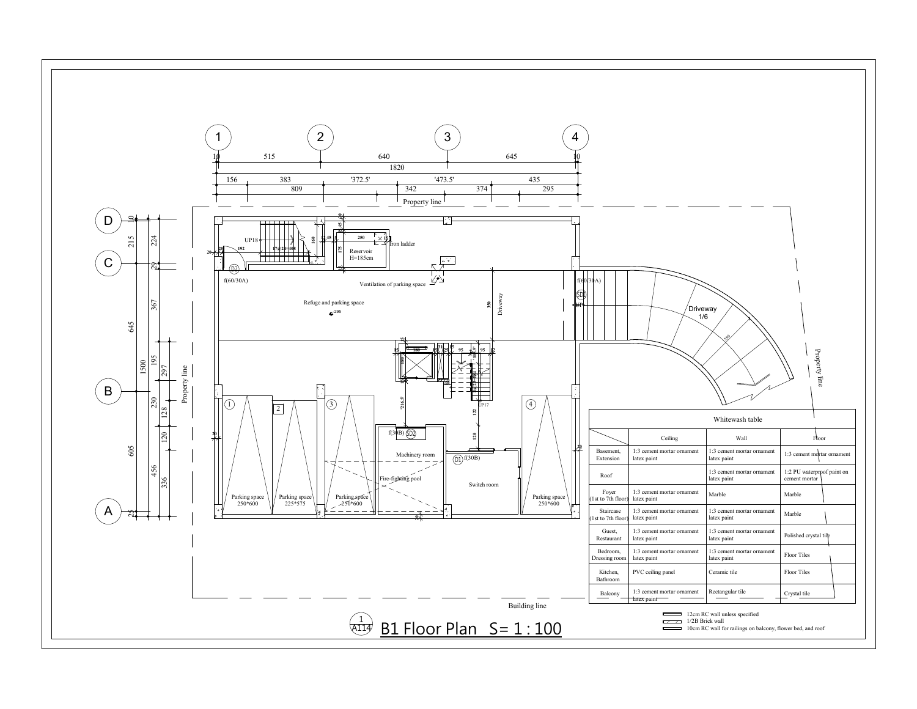## B1 Floor Plan S= 1 : 100

Whitewash table

| | Ceiling | Wall | Floor |
|---|---|---|---|
| Basement, Extension | 1:3 cement mortar ornament latex paint | 1:3 cement mortar ornament latex paint | 1:3 cement mortar ornament |
| Roof | | 1:3 cement mortar ornament latex paint | 1:2 PU waterproof paint on cement mortar |
| Foyer (1st to 7th floor) | 1:3 cement mortar ornament latex paint | Marble | Marble |
| Staircase (1st to 7th floor) | 1:3 cement mortar ornament latex paint | 1:3 cement mortar ornament latex paint | Marble |
| Guest, Restaurant | 1:3 cement mortar ornament latex paint | 1:3 cement mortar ornament latex paint | Polished crystal tile |
| Bedroom, Dressing room | 1:3 cement mortar ornament latex paint | 1:3 cement mortar ornament latex paint | Floor Tiles |
| Kitchen, Bathroom | PVC ceiling panel | Ceramic tile | Floor Tiles |
| Balcony | 1:3 cement mortar ornament latex paint | Rectangular tile | Crystal tile |

- 12cm RC wall unless specified
- 1/2B Brick wall
- 10cm RC wall for railings on balcony, flower bed, and roof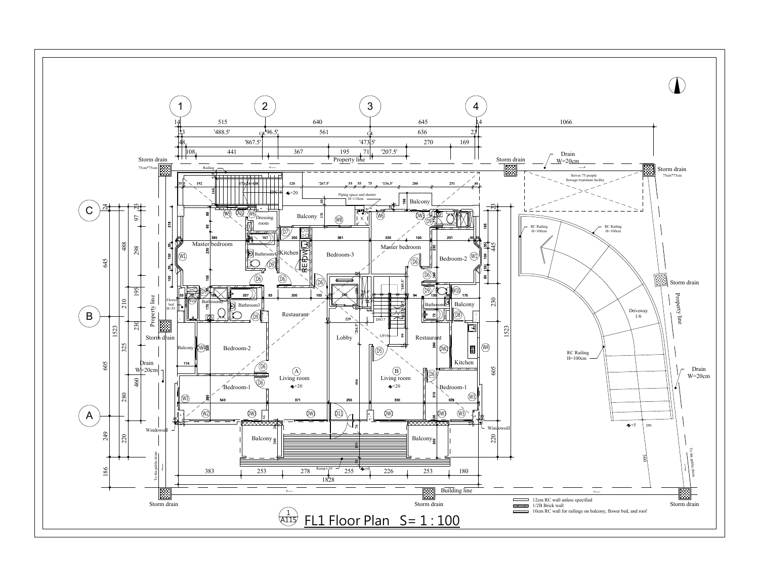# FL1 Floor Plan S= 1 : 100

1
A115

- 12cm RC wall unless specified
- 1/2B Brick wall
- 10cm RC wall for railings on balcony, flower bed, and roof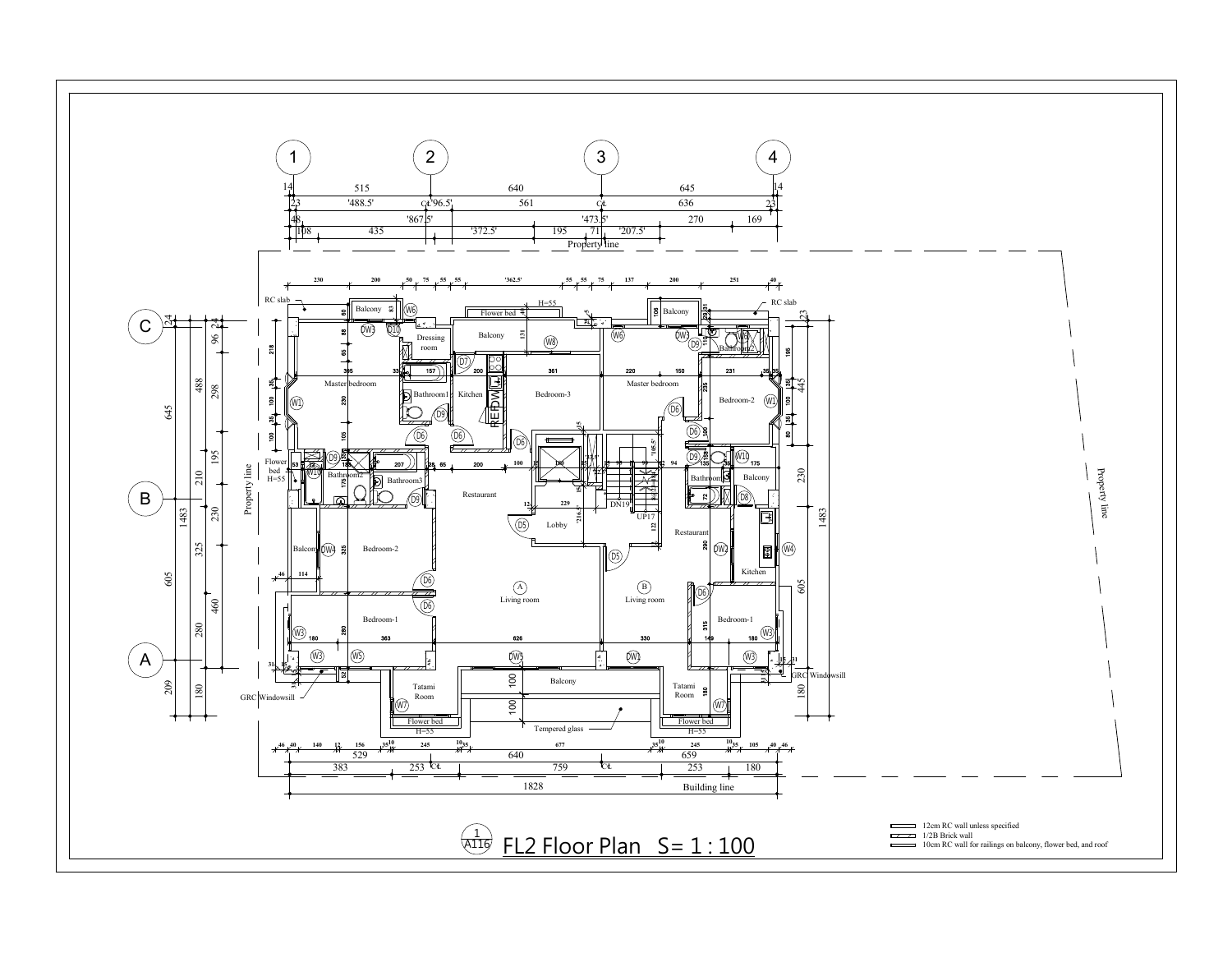# FL2 Floor Plan S= 1 : 100

1 / A116

- 12cm RC wall unless specified
- 1/2B Brick wall
- 10cm RC wall for railings on balcony, flower bed, and roof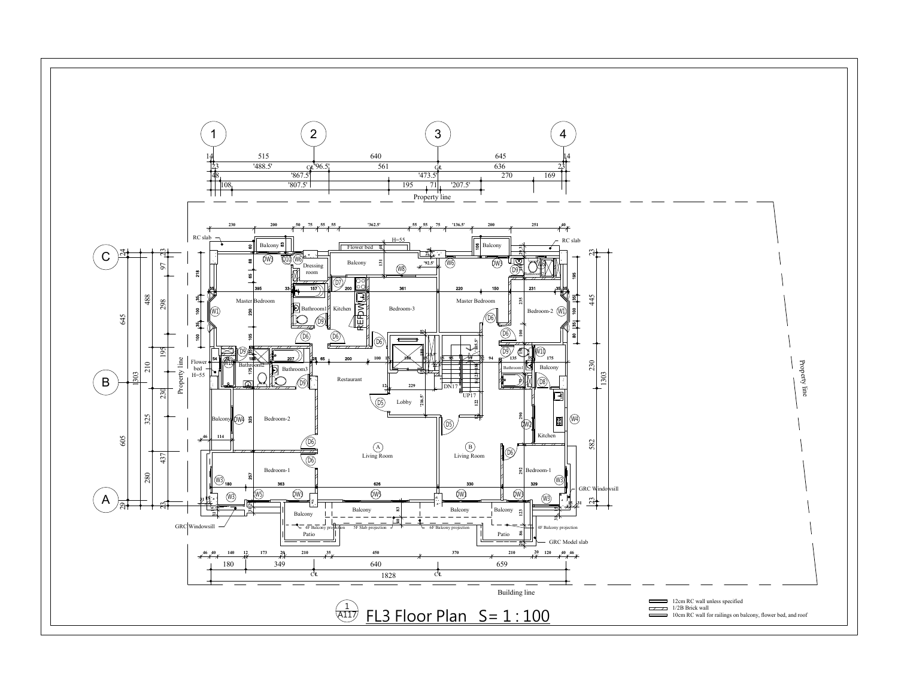# FL3 Floor Plan S= 1 : 100

1 / A117

- 12cm RC wall unless specified
- 1/2B Brick wall
- 10cm RC wall for railings on balcony, flower bed, and roof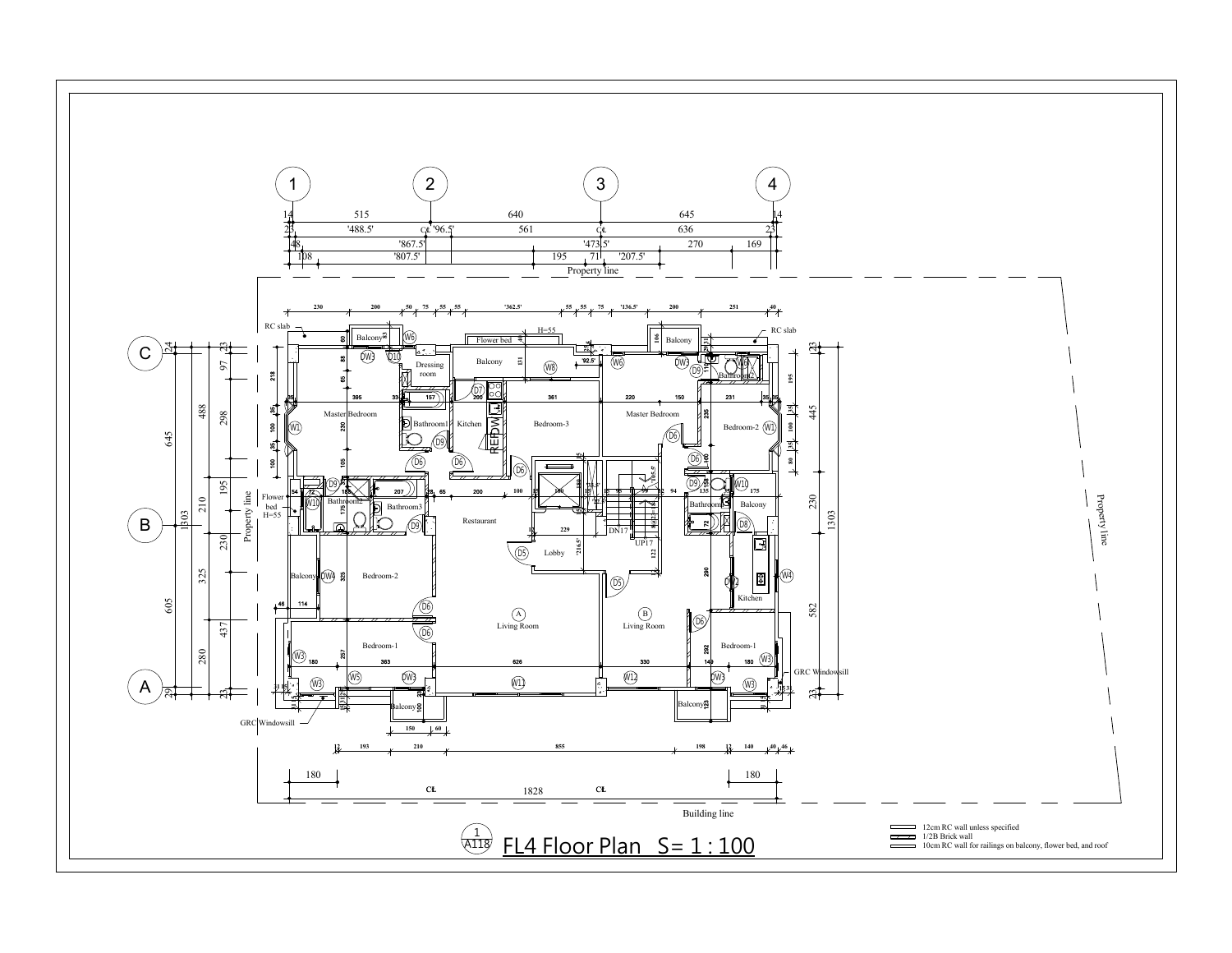# FL4 Floor Plan S= 1 : 100

1 / A118

- 12cm RC wall unless specified
- 1/2B Brick wall
- 10cm RC wall for railings on balcony, flower bed, and roof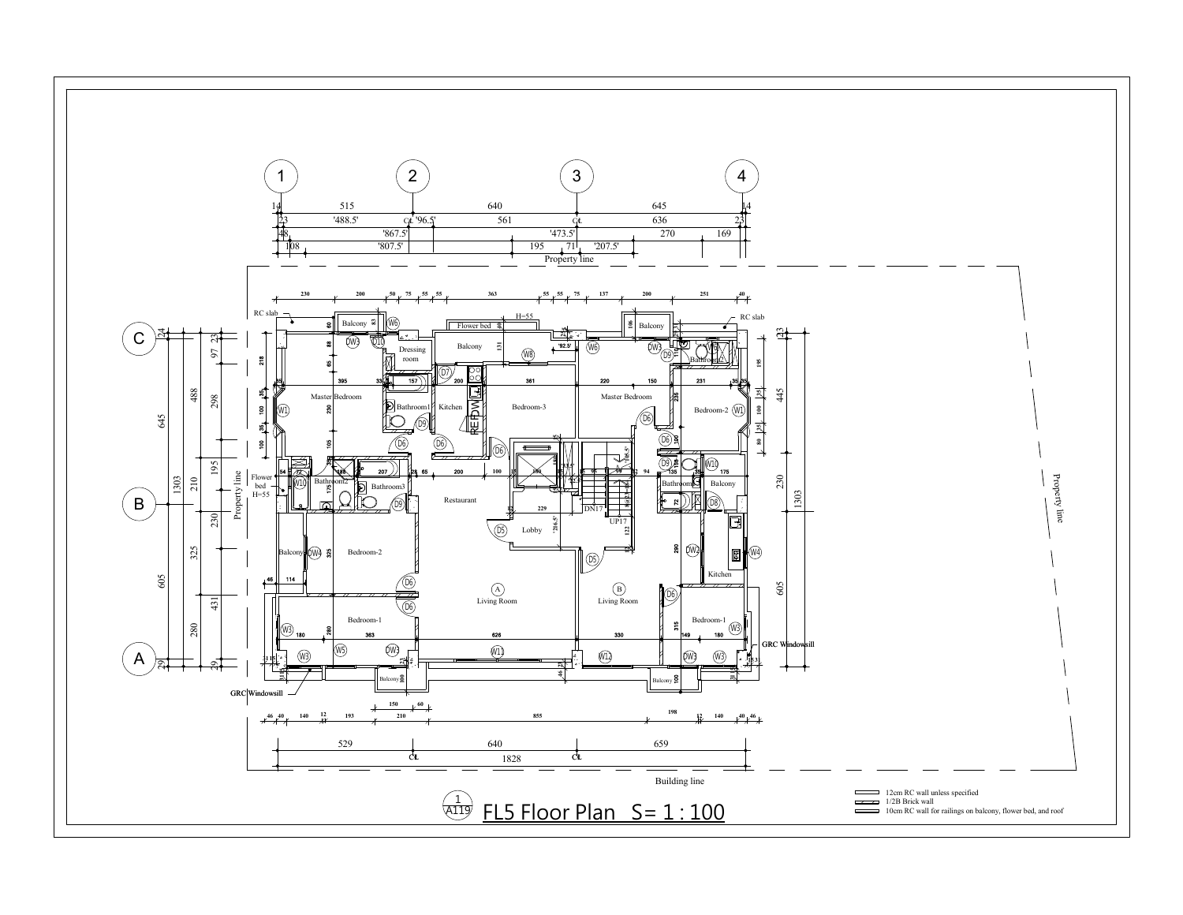# FL5 Floor Plan S= 1 : 100

1 / A119

Grid lines: 1, 2, 3, 4 / A, B, C

Overall dimensions: 515, 640, 645; 529, 640, 659; 1828

Property line / Building line

Rooms: Master Bedroom, Dressing room, Balcony, Flower bed, Kitchen, Bedroom-3, Bedroom-2, Bathroom1, Bathroom2, Bathroom3, Restaurant, Lobby, Bedroom-1, Living Room (A), Living Room (B), DN17, UP17, REF, DW

RC slab; Flower bed H=55; GRC Windowsill

Legend:

- 12cm RC wall unless specified
- 1/2B Brick wall
- 10cm RC wall for railings on balcony, flower bed, and roof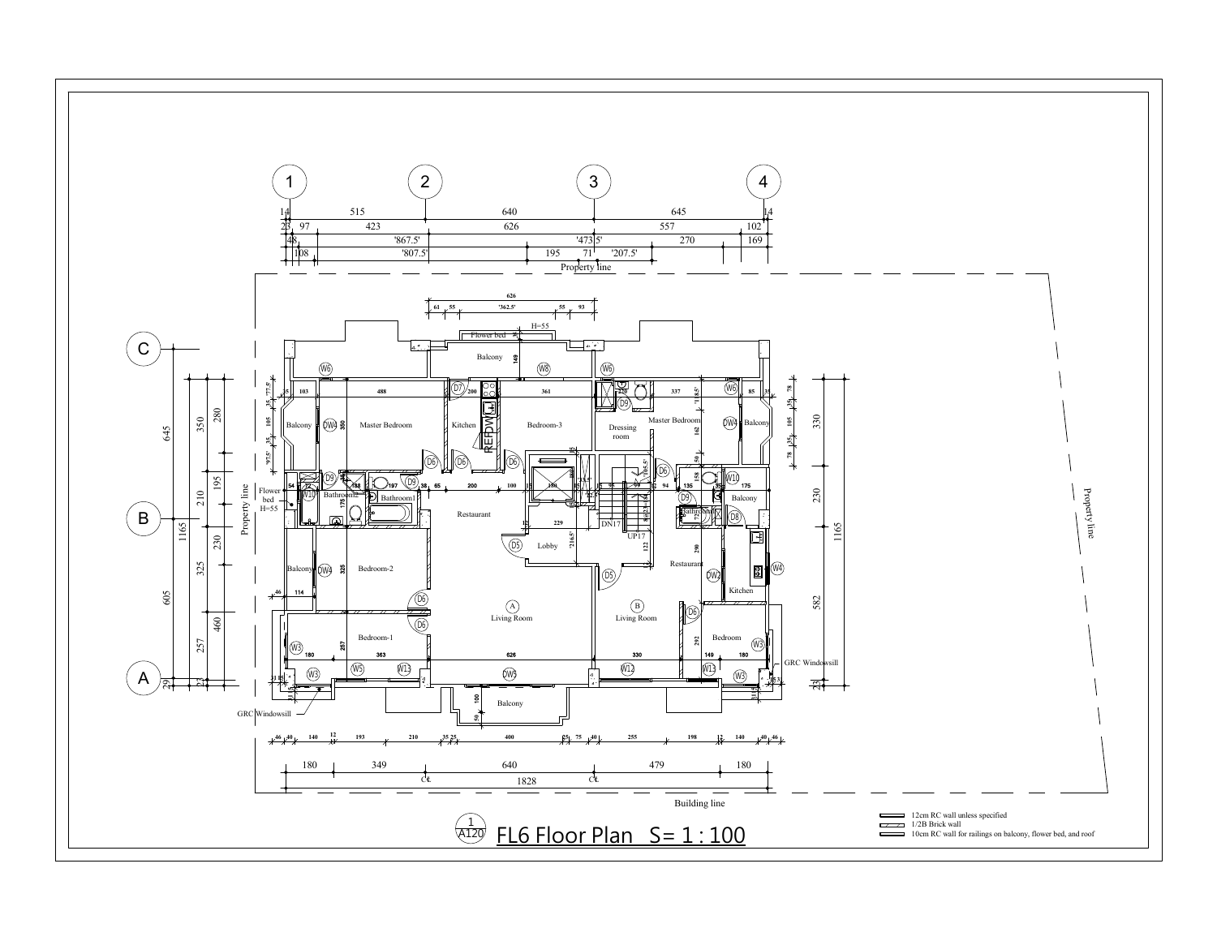# FL6 Floor Plan S= 1 : 100

1/A120

- 12cm RC wall unless specified
- 1/2B Brick wall
- 10cm RC wall for railings on balcony, flower bed, and roof

Property line

Building line

Master Bedroom, Kitchen, Bedroom-3, Dressing room, Master Bedroom, Balcony, Bathroom2, Bathroom1, Restaurant, Lobby, Bathroom, Restaurant, Kitchen, Bedroom-2, Bedroom-1, A Living Room, B Living Room, Bedroom, Balcony

Flower bed H=55

GRC Windowsill

DN17, UP17

1828

180 | 349 | 640 | 479 | 180

515 | 640 | 645

1165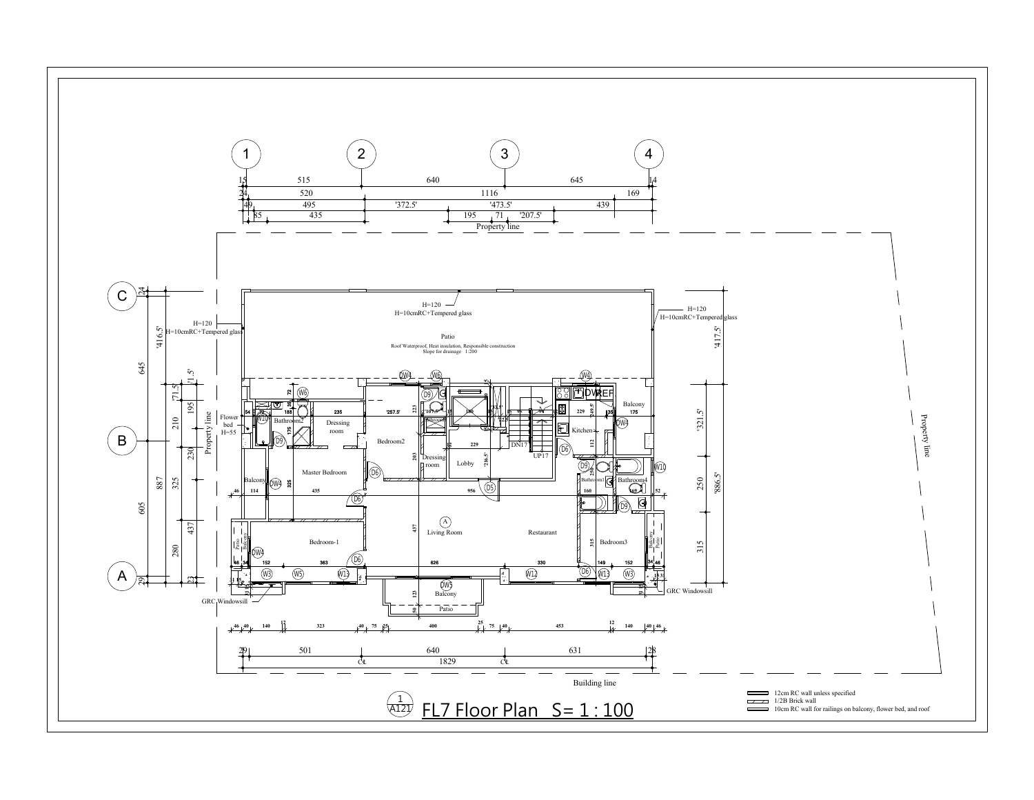# FL7 Floor Plan S= 1 : 100

1 / A121

- 12cm RC wall unless specified
- 1/2B Brick wall
- 10cm RC wall for railings on balcony, flower bed, and roof

Patio

Roof Waterproof, Heat insulation, Responsible construction

Slope for drainage 1:200

H=120

H=10cmRC+Tempered glass

Property line

Building line

GRC Windowsill

Flower bed H=55

Bathroom2, Dressing room, Bedroom2, Master Bedroom, Lobby, Living Room, Restaurant, Kitchen, Bathroom1, Bathroom4, Bedroom3, Bedroom-1, Balcony, Patio, DN17, UP17, DVREF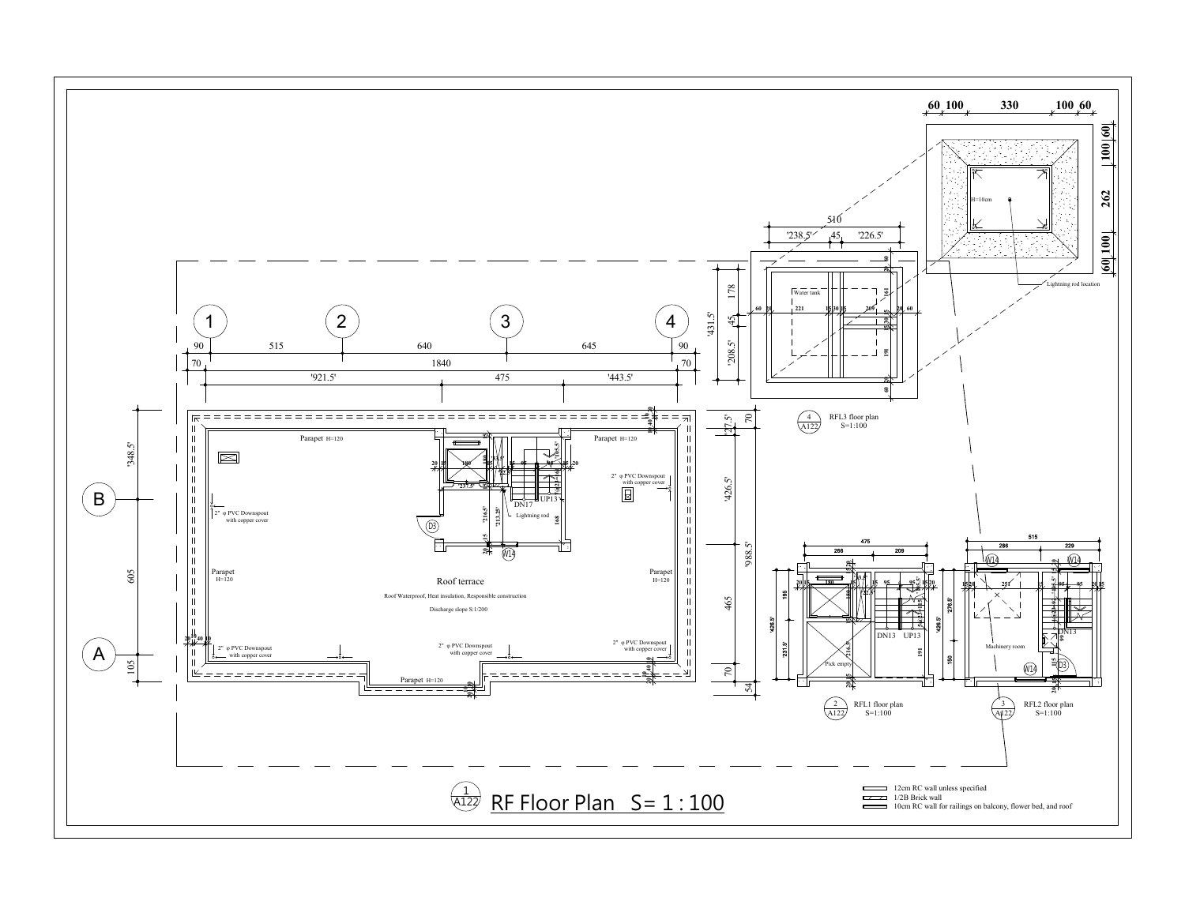# RF Floor Plan S= 1 : 100

1 / A122

Roof terrace

Roof Waterproof, Heat insulation, Responsible construction

Discharge slope S:1/200

Parapet H=120

2" φ PVC Downspout with copper cover

Lightning rod

DN17

UP13

D3

W14

4 / A122 — RFL3 floor plan S=1:100

Water tank

2 / A122 — RFL1 floor plan S=1:100

Pick empty

DN13 UP13

3 / A122 — RFL2 floor plan S=1:100

Machinery room

H=10cm

Lightning rod location

- 12cm RC wall unless specified
- 1/2B Brick wall
- 10cm RC wall for railings on balcony, flower bed, and roof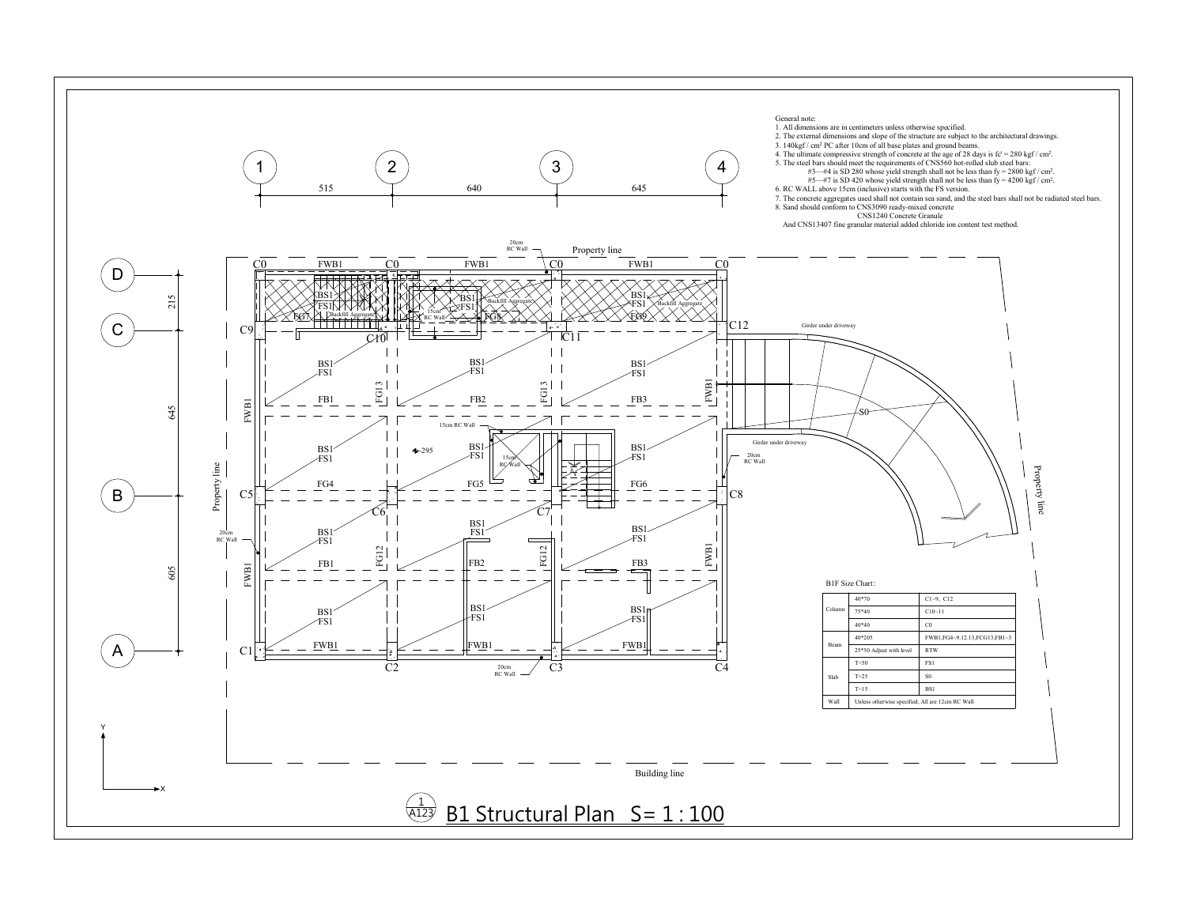General note:

1. All dimensions are in centimeters unless otherwise specified.
2. The external dimensions and slope of the structure are subject to the architectural drawings.
3. 140kgf / cm² PC after 10cm of all base plates and ground beams.
4. The ultimate compressive strength of concrete at the age of 28 days is fc' = 280 kgf / cm².
5. The steel bars should meet the requirements of CNS560 hot-rolled slub steel bars:
   #3—#4 is SD 280 whose yield strength shall not be less than fy = 2800 kgf / cm².
   #5—#7 is SD 420 whose yield strength shall not be less than fy = 4200 kgf / cm².
6. RC WALL above 15cm (inclusive) starts with the FS version.
7. The concrete aggregates used shall not contain sea sand, and the steel bars shall not be radiated steel bars.
8. Sand should conform to CNS3090 ready-mixed concrete
   CNS1240 Concrete Granule
   And CNS13407 fine granular material added chloride ion content test method.

B1F Size Chart:

| | | |
|---|---|---|
| Column | 40*70 | C1~9, C12 |
| | 75*40 | C10~11 |
| | 40*40 | C0 |
| Beam | 40*205 | FWB1,FG4~9.12.13,FCG13,FB1~3 |
| | 25*50 Adjust with level | RTW |
| Slab | T=50 | FS1 |
| | T=25 | S0 |
| | T=15 | BS1 |
| Wall | Unless otherwise specified, All are 12cm RC Wall | |

B1 Structural Plan S= 1 : 100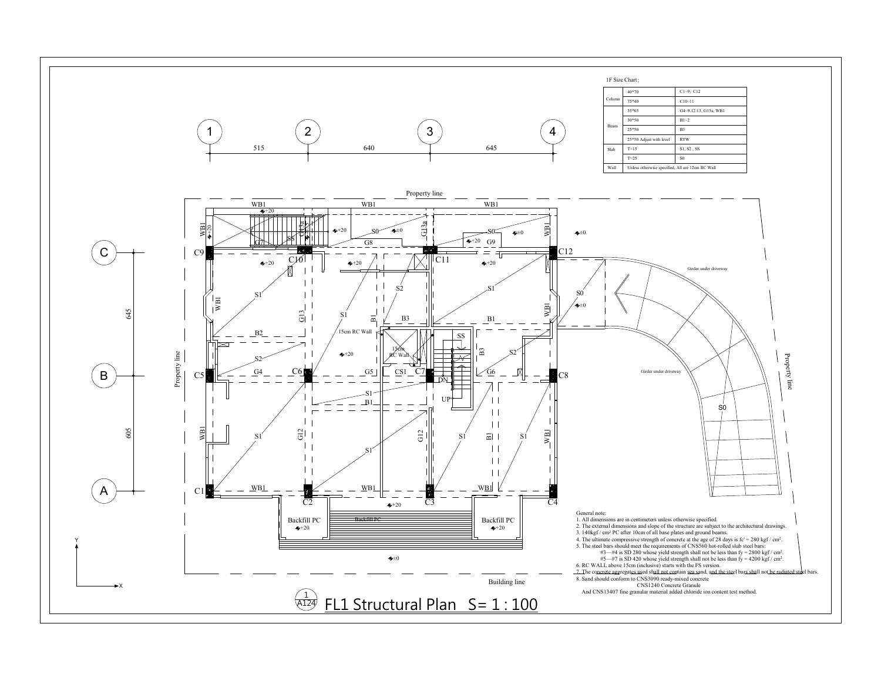1F Size Chart：

| | | |
|---|---|---|
| Column | 40*70 | C1~9, C12 |
| | 75*40 | C10~11 |
| Beam | 35*65 | G4~9.12.13, G13a, WB1 |
| | 30*50 | B1~2 |
| | 25*50 | B3 |
| | 25*50 Adjust with level | RTW |
| Slab | T=15 | S1, S2 , SS |
| | T=25 | S0 |
| Wall | Unless otherwise specified, All are 12cm RC Wall | |

General note:
1. All dimensions are in centimeters unless otherwise specified.
2. The external dimensions and slope of the structure are subject to the architectural drawings.
3. 140kgf / cm² PC after 10cm of all base plates and ground beams.
4. The ultimate compressive strength of concrete at the age of 28 days is fc' = 280 kgf / cm².
5. The steel bars should meet the requirements of CNS560 hot-rolled slub steel bars:
   #3—#4 is SD 280 whose yield strength shall not be less than fy = 2800 kgf / cm².
   #5—#7 is SD 420 whose yield strength shall not be less than fy = 4200 kgf / cm².
6. RC WALL above 15cm (inclusive) starts with the FS version.
7. The concrete aggregates used shall not contain sea sand, and the steel bars shall not be radiated steel bars.
8. Sand should conform to CNS3090 ready-mixed concrete
   CNS1240 Concrete Granule
   And CNS13407 fine granular material added chloride ion content test method.

1 / A124 FL1 Structural Plan S= 1 : 100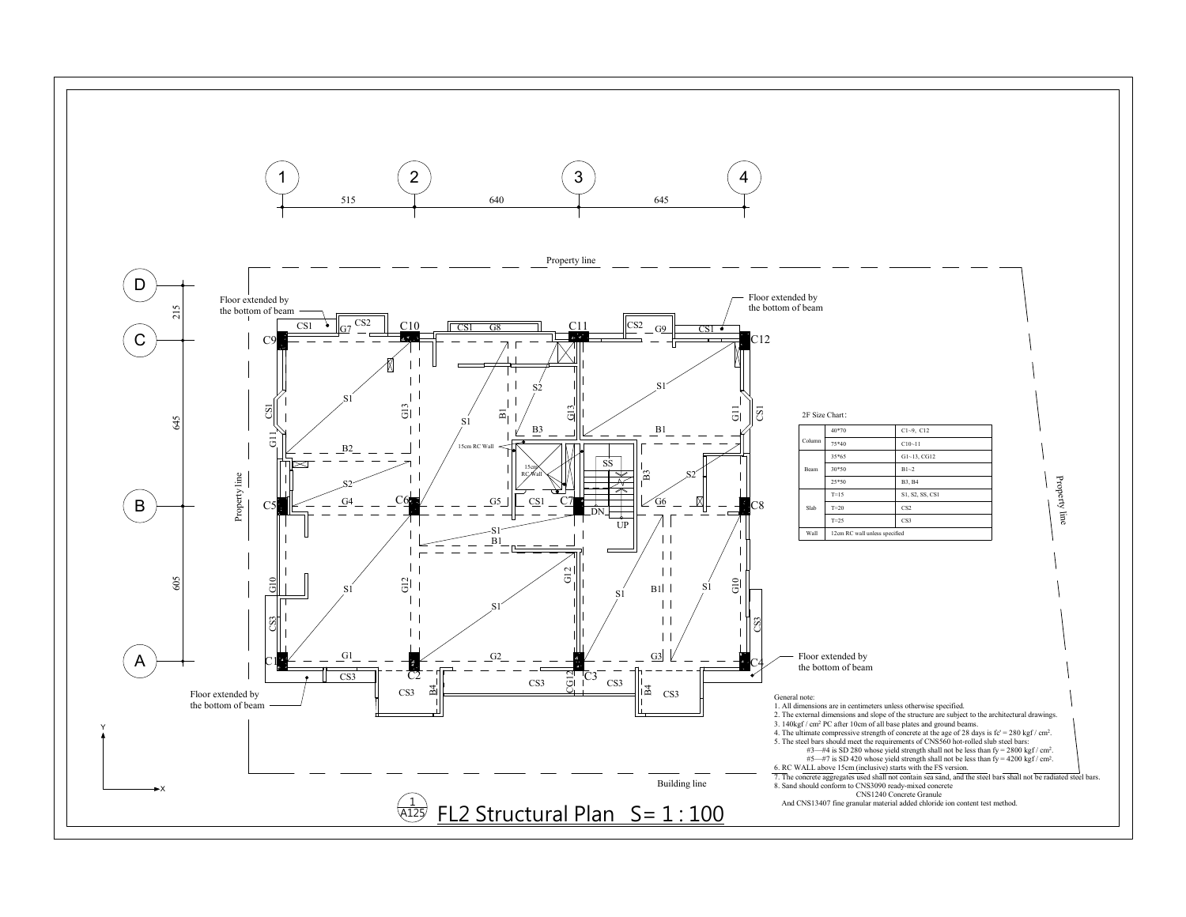# FL2 Structural Plan S= 1 : 100

1/A125

Grid lines: 1, 2, 3, 4 (spacing 515, 640, 645); A, B, C, D (spacing 605, 645, 215)

Property line — Building line

Floor extended by the bottom of beam

15cm RC Wall

**2F Size Chart:**

| | | |
|---|---|---|
| Column | 40*70 | C1~9, C12 |
| | 75*40 | C10~11 |
| Beam | 35*65 | G1~13, CG12 |
| | 30*50 | B1~2 |
| | 25*50 | B3, B4 |
| Slab | T=15 | S1, S2, SS, CS1 |
| | T=20 | CS2 |
| | T=25 | CS3 |
| Wall | 12cm RC wall unless specified | |

General note:

1. All dimensions are in centimeters unless otherwise specified.
2. The external dimensions and slope of the structure are subject to the architectural drawings.
3. 140kgf / cm² PC after 10cm of all base plates and ground beams.
4. The ultimate compressive strength of concrete at the age of 28 days is fc' = 280 kgf / cm².
5. The steel bars should meet the requirements of CNS560 hot-rolled slub steel bars:
   #3—#4 is SD 280 whose yield strength shall not be less than fy = 2800 kgf / cm².
   #5—#7 is SD 420 whose yield strength shall not be less than fy = 4200 kgf / cm².
6. RC WALL above 15cm (inclusive) starts with the FS version.
7. The concrete aggregates used shall not contain sea sand, and the steel bars shall not be radiated steel bars.
8. Sand should conform to CNS3090 ready-mixed concrete
   CNS1240 Concrete Granule
   And CNS13407 fine granular material added chloride ion content test method.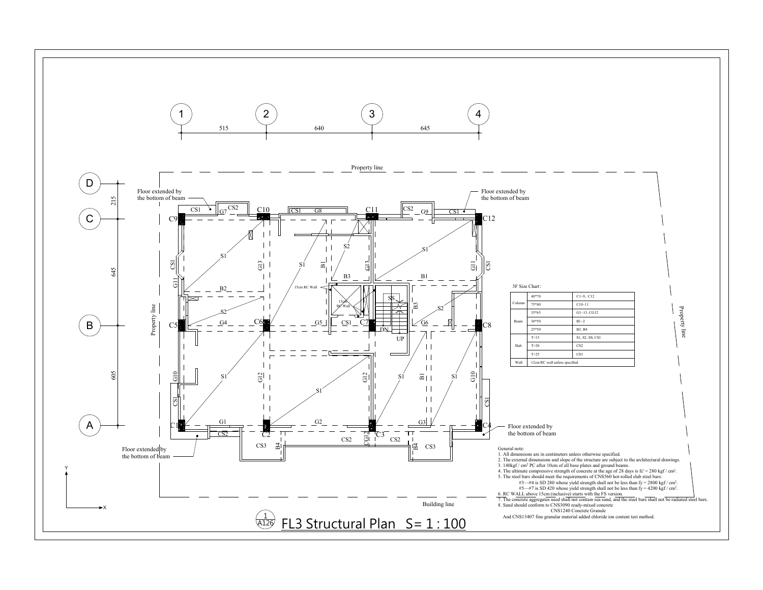# FL3 Structural Plan S= 1 : 100

1
A126

Grid lines: 1, 2, 3, 4 — spacing 515, 640, 645

Grid lines: D, C, B, A — spacing 215, 645, 605

Property line

Building line

Floor extended by the bottom of beam

15cm RC Wall

UP

DN

3F Size Chart：

| | | |
|---|---|---|
| Column | 40*70 | C1~9, C12 |
| | 75*40 | C10~11 |
| Beam | 35*65 | G1~13, CG12 |
| | 30*50 | B1~2 |
| | 25*50 | B3, B4 |
| Slab | T=15 | S1, S2, SS, CS1 |
| | T=20 | CS2 |
| | T=25 | CS3 |
| Wall | 12cm RC wall unless specified | |

General note:

1. All dimensions are in centimeters unless otherwise specified.
2. The external dimensions and slope of the structure are subject to the architectural drawings.
3. 140kgf / cm² PC after 10cm of all base plates and ground beams.
4. The ultimate compressive strength of concrete at the age of 28 days is fc' = 280 kgf / cm².
5. The steel bars should meet the requirements of CNS560 hot-rolled slub steel bars:
   #3—#4 is SD 280 whose yield strength shall not be less than fy = 2800 kgf / cm².
   #5—#7 is SD 420 whose yield strength shall not be less than fy = 4200 kgf / cm².
6. RC WALL above 15cm (inclusive) starts with the FS version.
7. The concrete aggregates used shall not contain sea sand, and the steel bars shall not be radiated steel bars.
8. Sand should conform to CNS3090 ready-mixed concrete
   CNS1240 Concrete Granule
   And CNS13407 fine granular material added chloride ion content test method.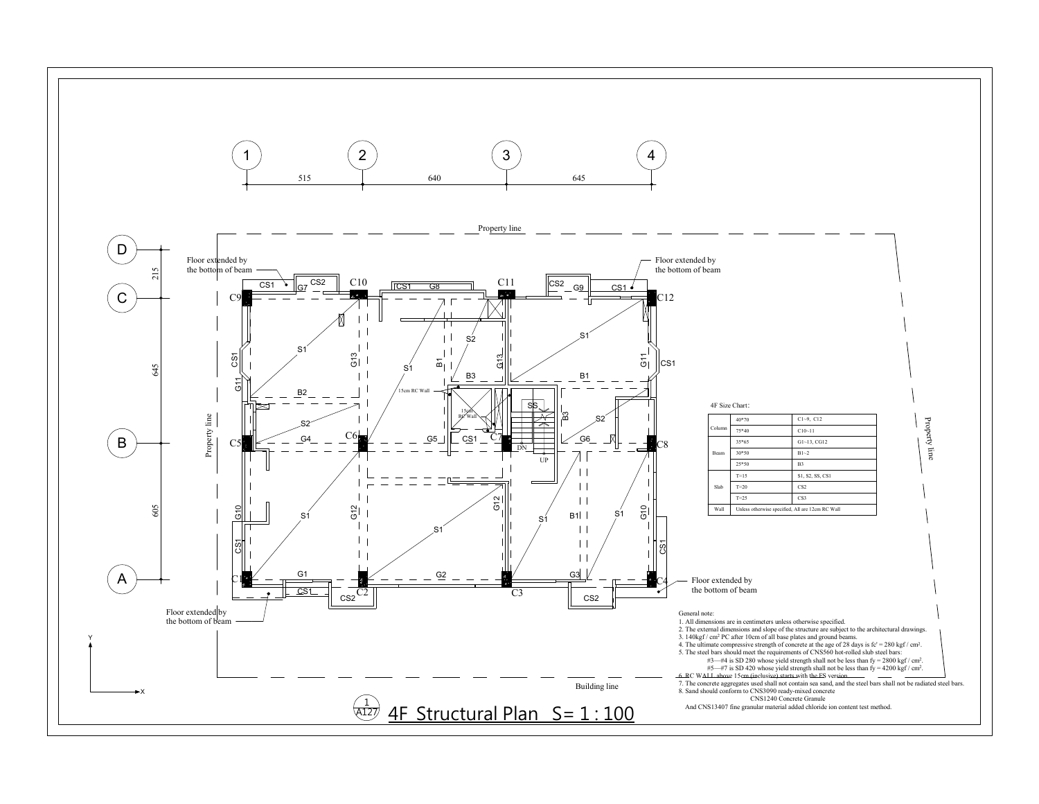# 4F Structural Plan S= 1 : 100

1
A127

Grid spacing: 1 — 515 — 2 — 640 — 3 — 645 — 4

D — 215 — C — 645 — B — 605 — A

Property line

Building line

Floor extended by the bottom of beam

15cm RC Wall

DN

UP

**4F Size Chart:**

| | | |
|---|---|---|
| Column | 40*70 | C1~9, C12 |
| | 75*40 | C10~11 |
| Beam | 35*65 | G1~13, CG12 |
| | 30*50 | B1~2 |
| | 25*50 | B3 |
| Slab | T=15 | S1, S2, SS, CS1 |
| | T=20 | CS2 |
| | T=25 | CS3 |
| Wall | Unless otherwise specified, All are 12cm RC Wall | |

General note:

1. All dimensions are in centimeters unless otherwise specified.
2. The external dimensions and slope of the structure are subject to the architectural drawings.
3. 140kgf / cm² PC after 10cm of all base plates and ground beams.
4. The ultimate compressive strength of concrete at the age of 28 days is fc' = 280 kgf / cm².
5. The steel bars should meet the requirements of CNS560 hot-rolled slub steel bars:
   - #3—#4 is SD 280 whose yield strength shall not be less than fy = 2800 kgf / cm².
   - #5—#7 is SD 420 whose yield strength shall not be less than fy = 4200 kgf / cm².
6. RC WALL above 15cm (inclusive) starts with the FS version.
7. The concrete aggregates used shall not contain sea sand, and the steel bars shall not be radiated steel bars.
8. Sand should conform to CNS3090 ready-mixed concrete
   CNS1240 Concrete Granule
   And CNS13407 fine granular material added chloride ion content test method.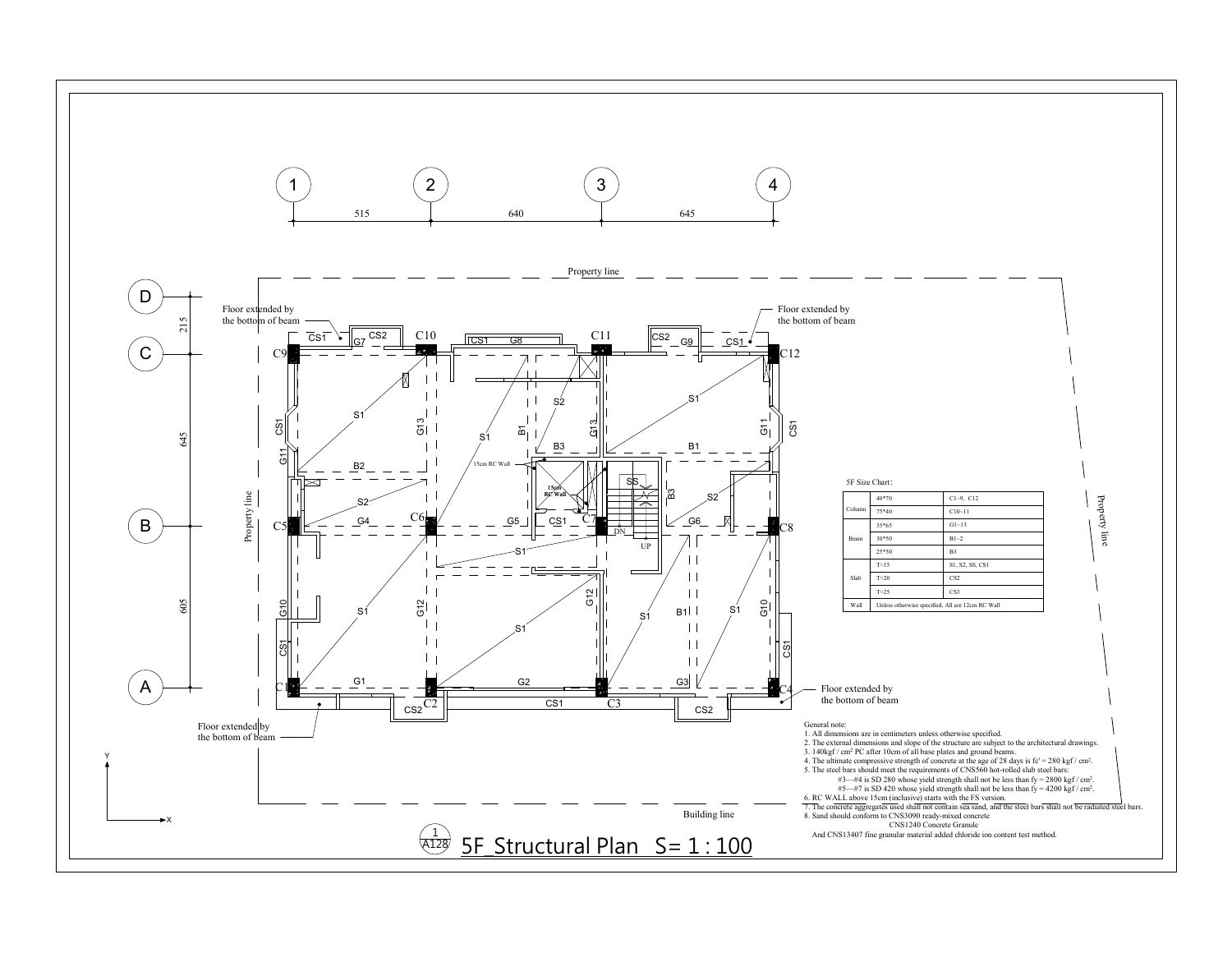# 5F_Structural Plan S= 1 : 100

5F Size Chart：

| | | |
|---|---|---|
| Column | 40*70 | C1~9、C12 |
| | 75*40 | C10~11 |
| Beam | 35*65 | G1~13 |
| | 30*50 | B1~2 |
| | 25*50 | B3 |
| Slab | T=15 | S1, S2, SS, CS1 |
| | T=20 | CS2 |
| | T=25 | CS3 |
| Wall | Unless otherwise specified, All are 12cm RC Wall | |

General note:

1. All dimensions are in centimeters unless otherwise specified.
2. The external dimensions and slope of the structure are subject to the architectural drawings.
3. 140kgf / cm² PC after 10cm of all base plates and ground beams.
4. The ultimate compressive strength of concrete at the age of 28 days is fc' = 280 kgf / cm².
5. The steel bars should meet the requirements of CNS560 hot-rolled slub steel bars:
   #3—#4 is SD 280 whose yield strength shall not be less than fy = 2800 kgf / cm².
   #5—#7 is SD 420 whose yield strength shall not be less than fy = 4200 kgf / cm².
6. RC WALL above 15cm (inclusive) starts with the FS version.
7. The concrete aggregates used shall not contain sea sand, and the steel bars shall not be radiated steel bars.
8. Sand should conform to CNS3090 ready-mixed concrete
   CNS1240 Concrete Granule
   And CNS13407 fine granular material added chloride ion content test method.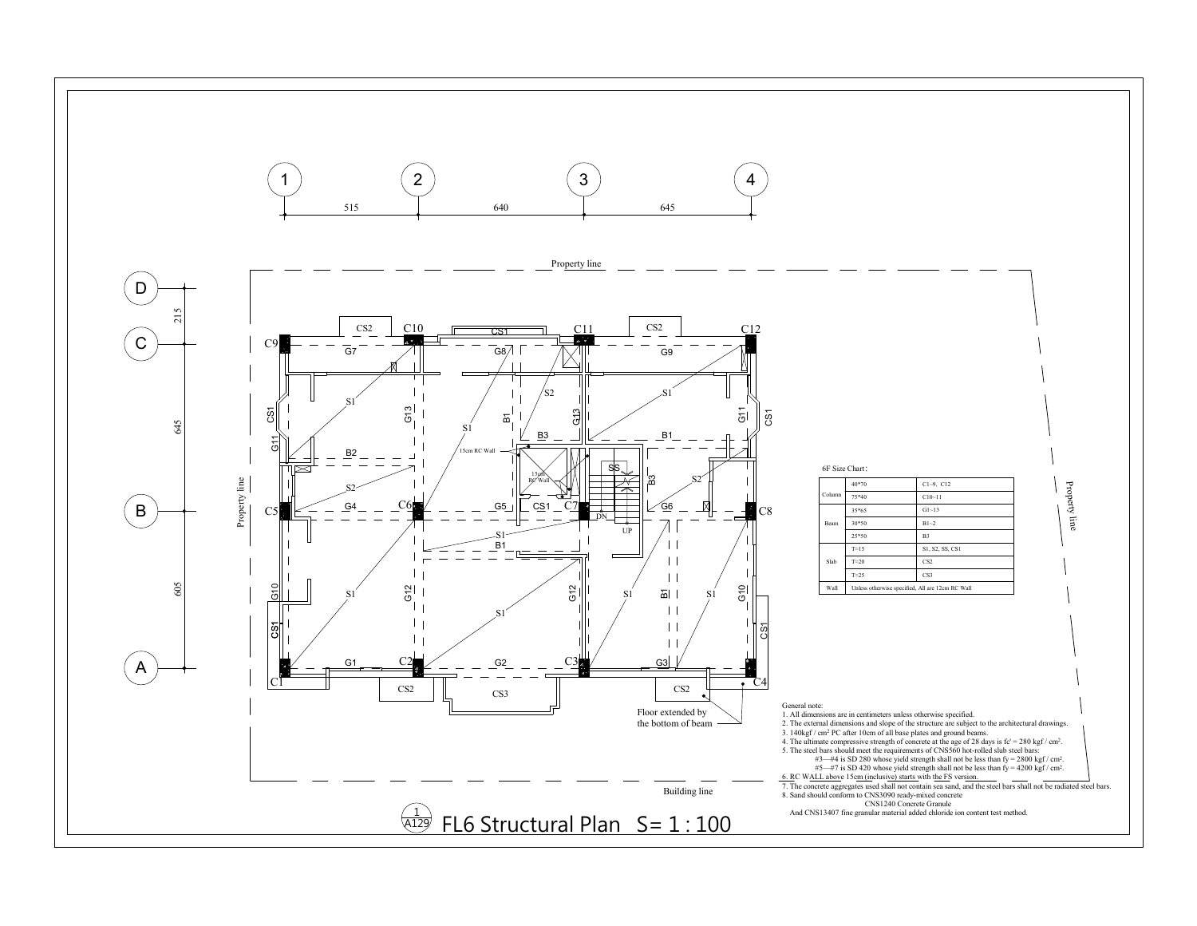# FL6 Structural Plan S= 1 : 100

1 / A129

Grid: 1 — 515 — 2 — 640 — 3 — 645 — 4

Grid: D — 215 — C — 645 — B — 605 — A

Property line

Building line

Floor extended by the bottom of beam

15cm RC Wall

6F Size Chart：

| | | |
|---|---|---|
| Column | 40*70 | C1~9, C12 |
| | 75*40 | C10~11 |
| Beam | 35*65 | G1~13 |
| | 30*50 | B1~2 |
| | 25*50 | B3 |
| Slab | T=15 | S1, S2, SS, CS1 |
| | T=20 | CS2 |
| | T=25 | CS3 |
| Wall | Unless otherwise specified, All are 12cm RC Wall | |

General note:

1. All dimensions are in centimeters unless otherwise specified.
2. The external dimensions and slope of the structure are subject to the architectural drawings.
3. 140kgf / cm² PC after 10cm of all base plates and ground beams.
4. The ultimate compressive strength of concrete at the age of 28 days is fc' = 280 kgf / cm².
5. The steel bars should meet the requirements of CNS560 hot-rolled slub steel bars:
   #3—#4 is SD 280 whose yield strength shall not be less than fy = 2800 kgf / cm².
   #5—#7 is SD 420 whose yield strength shall not be less than fy = 4200 kgf / cm².
6. RC WALL above 15cm (inclusive) starts with the FS version.
7. The concrete aggregates used shall not contain sea sand, and the steel bars shall not be radiated steel bars.
8. Sand should conform to CNS3090 ready-mixed concrete
   CNS1240 Concrete Granule
   And CNS13407 fine granular material added chloride ion content test method.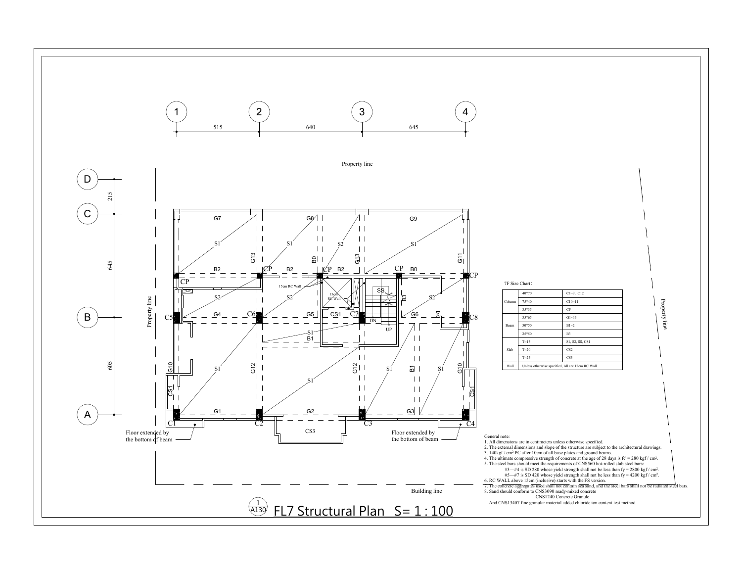# FL7 Structural Plan S= 1 : 100

(Drawing 1 / A130)

Grid lines: 1 — 515 — 2 — 640 — 3 — 645 — 4

Grid lines: D — 215 — C — 645 — B — 605 — A

Property line

Building line

Floor extended by the bottom of beam

7F Size Chart：

| | | |
|---|---|---|
| Column | 40*70 | C1~9, C12 |
| | 75*40 | C10~11 |
| | 35*35 | CP |
| Beam | 35*65 | G1~13 |
| | 30*50 | B1~2 |
| | 25*50 | B3 |
| Slab | T=15 | S1, S2, SS, CS1 |
| | T=20 | CS2 |
| | T=25 | CS3 |
| Wall | Unless otherwise specified, All are 12cm RC Wall | |

General note:

1. All dimensions are in centimeters unless otherwise specified.
2. The external dimensions and slope of the structure are subject to the architectural drawings.
3. 140kgf / cm² PC after 10cm of all base plates and ground beams.
4. The ultimate compressive strength of concrete at the age of 28 days is fc' = 280 kgf / cm².
5. The steel bars should meet the requirements of CNS560 hot-rolled slub steel bars:
   - #3—#4 is SD 280 whose yield strength shall not be less than fy = 2800 kgf / cm².
   - #5—#7 is SD 420 whose yield strength shall not be less than fy = 4200 kgf / cm².
6. RC WALL above 15cm (inclusive) starts with the FS version.
7. The concrete aggregates used shall not contain sea sand, and the steel bars shall not be radiated steel bars.
8. Sand should conform to CNS3090 ready-mixed concrete
   CNS1240 Concrete Granule
   And CNS13407 fine granular material added chloride ion content test method.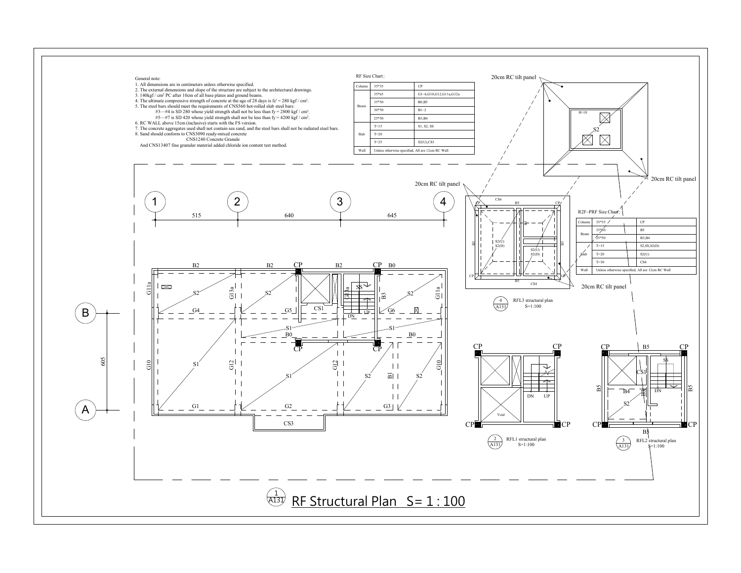General note:

1. All dimensions are in centimeters unless otherwise specified.
2. The external dimensions and slope of the structure are subject to the architectural drawings.
3. 140kgf / $cm^2$ PC after 10cm of all base plates and ground beams.
4. The ultimate compressive strength of concrete at the age of 28 days is fc' = 280 kgf / $cm^2$.
5. The steel bars should meet the requirements of CNS560 hot-rolled slub steel bars:
   #3—#4 is SD 280 whose yield strength shall not be less than fy = 2800 kgf / $cm^2$.
   #5—#7 is SD 420 whose yield strength shall not be less than fy = 4200 kgf / $cm^2$.
6. RC WALL above 15cm (inclusive) starts with the FS version.
7. The concrete aggregates used shall not contain sea sand, and the steel bars shall not be radiated steel bars.
8. Sand should conform to CNS3090 ready-mixed concrete
   CNS1240 Concrete Granule
   And CNS13407 fine granular material added chloride ion content test method.

RF Size Chart：

| | | |
|---|---|---|
| Column | 35*35 | CP |
| Beam | 35*65 | G1~6,G10,G12,G11a,G12a |
| | 35*50 | B0,B5 |
| | 30*50 | B1~2 |
| | 25*50 | B3,B4 |
| Slab | T=15 | S1, S2, SS |
| | T=20 | |
| | T=25 | S2(U),CS3 |
| Wall | Unless otherwise specified, All are 12cm RC Wall | |

R2F~PRF Size Chart：

| | | |
|---|---|---|
| Column | 35*35 | CP |
| Beam | 35*50 | B5 |
| | 25*50 | B3,B4 |
| Slab | T=15 | S2,SS,S2(D) |
| | T=20 | S2(U) |
| | T=30 | CS4 |
| Wall | Unless otherwise specified, All are 12cm RC Wall | |

20cm RC tilt panel

H=10

S2

4 A131 RFL3 structural plan S=1:100

2 A131 RFL1 structural plan S=1:100

3 A131 RFL2 structural plan S=1:100

1 A131 RF Structural Plan S= 1 : 100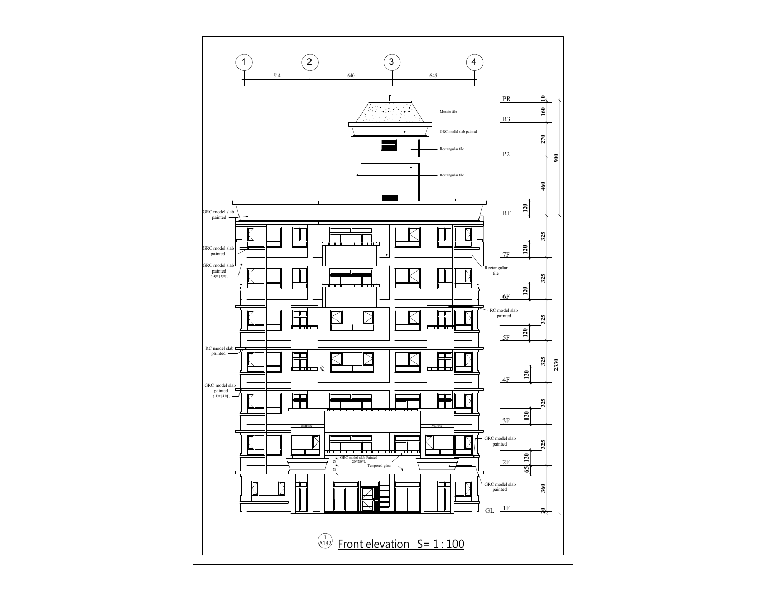1 2 3 4

514 640 645

PR R3 P2 RF 7F 6F 5F 4F 3F 2F GL 1F

10 160 270 460 900 120 325 120 325 120 325 120 325 120 325 120 325 120 65 360 20 2330

Mosaic tile

GRC model slab painted

Rectangular tile

Rectangular tile

GRC model slab painted

GRC model slab painted

GRC model slab painted 15*15*L

Rectangular tile

RC model slab painted

RC model slab painted

GRC model slab painted 15*15*L

Marble

Marble

GRC model slab painted

GRC model slab Painted 20*20*L

Tempered glass

GRC model slab painted

1/A132 Front elevation S= 1 : 100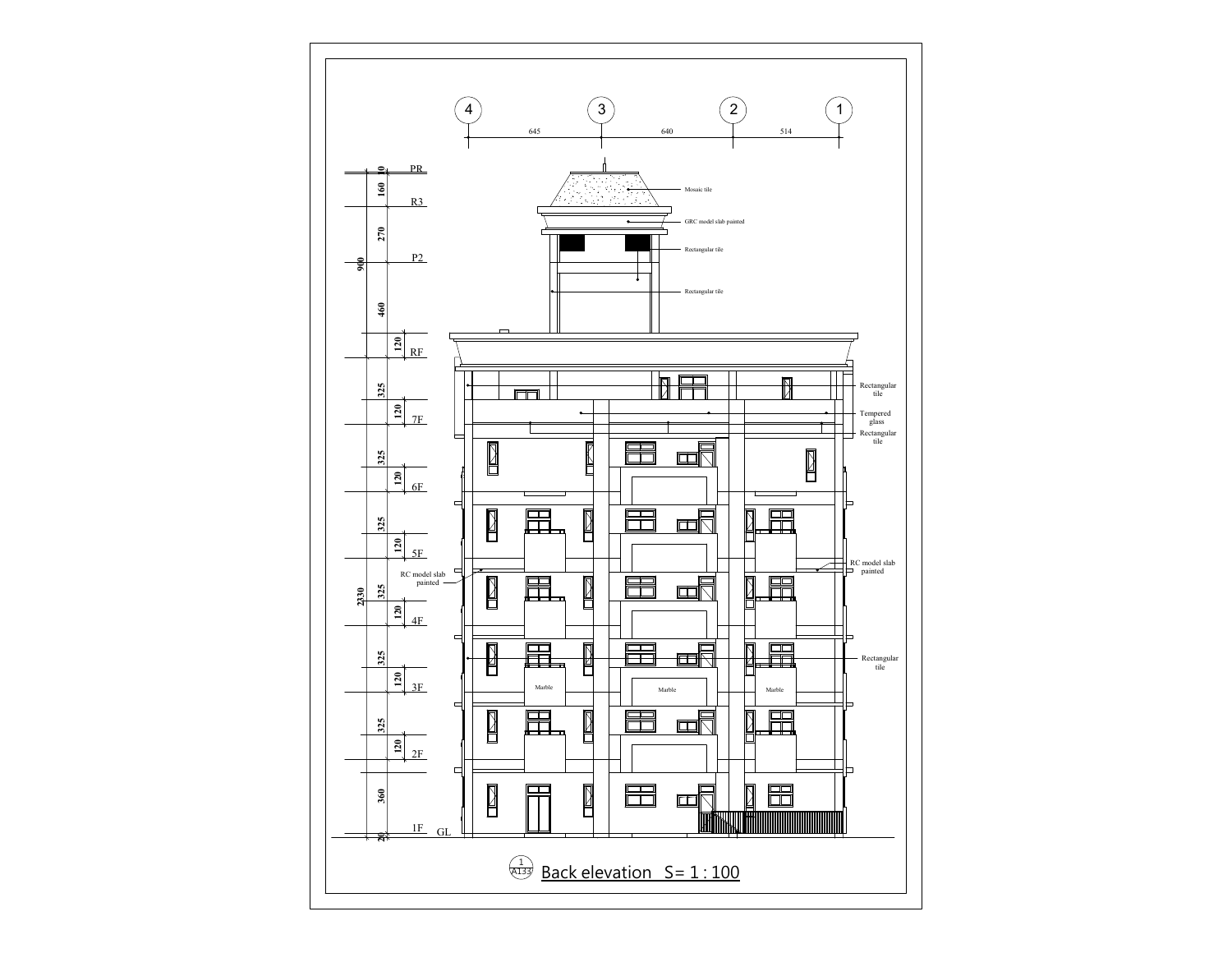4 3 2 1

645 640 514

PR
R3
P2
RF
7F
6F
5F
4F
3F
2F
1F
GL

10
160
270
900
460
120
325
120
325
120
325
120
325
2330
120
325
120
325
120
360
20

Mosaic tile

GRC model slab painted

Rectangular tile

Rectangular tile

Rectangular tile

Tempered glass

Rectangular tile

RC model slab painted

RC model slab painted

Rectangular tile

Marble

Marble

Marble

1
A133

Back elevation S= 1 : 100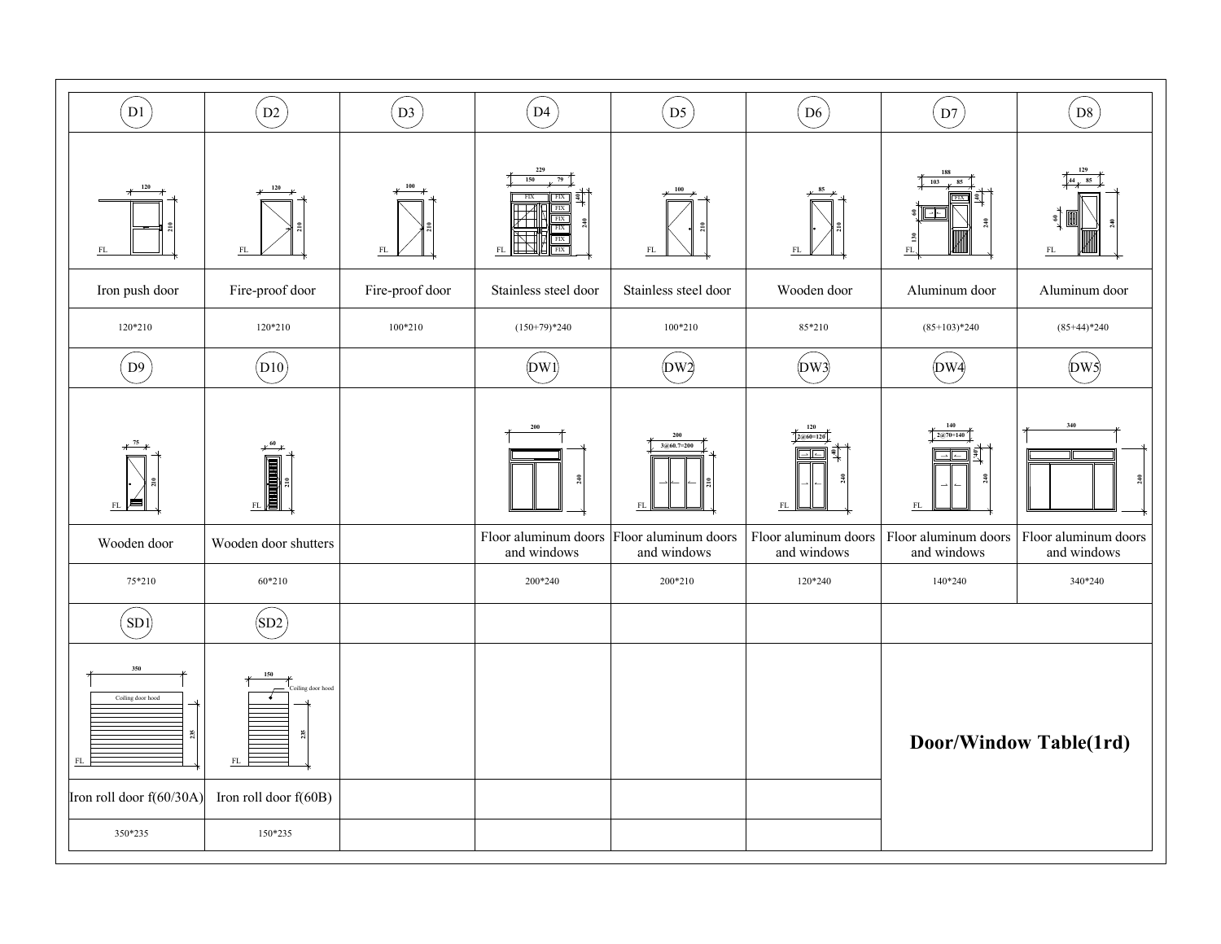# Door/Window Table(1rd)

| D1 | D2 | D3 | D4 | D5 | D6 | D7 | D8 |
|---|---|---|---|---|---|---|---|
| Iron push door | Fire-proof door | Fire-proof door | Stainless steel door | Stainless steel door | Wooden door | Aluminum door | Aluminum door |
| 120*210 | 120*210 | 100*210 | (150+79)*240 | 100*210 | 85*210 | (85+103)*240 | (85+44)*240 |
| **D9** | **D10** | | **DW1** | **DW2** | **DW3** | **DW4** | **DW5** |
| Wooden door | Wooden door shutters | | Floor aluminum doors and windows | Floor aluminum doors and windows | Floor aluminum doors and windows | Floor aluminum doors and windows | Floor aluminum doors and windows |
| 75*210 | 60*210 | | 200*240 | 200*210 | 120*240 | 140*240 | 340*240 |
| **SD1** | **SD2** | | | | | | |
| Iron roll door f(60/30A) | Iron roll door f(60B) | | | | | | |
| 350*235 | 150*235 | | | | | | |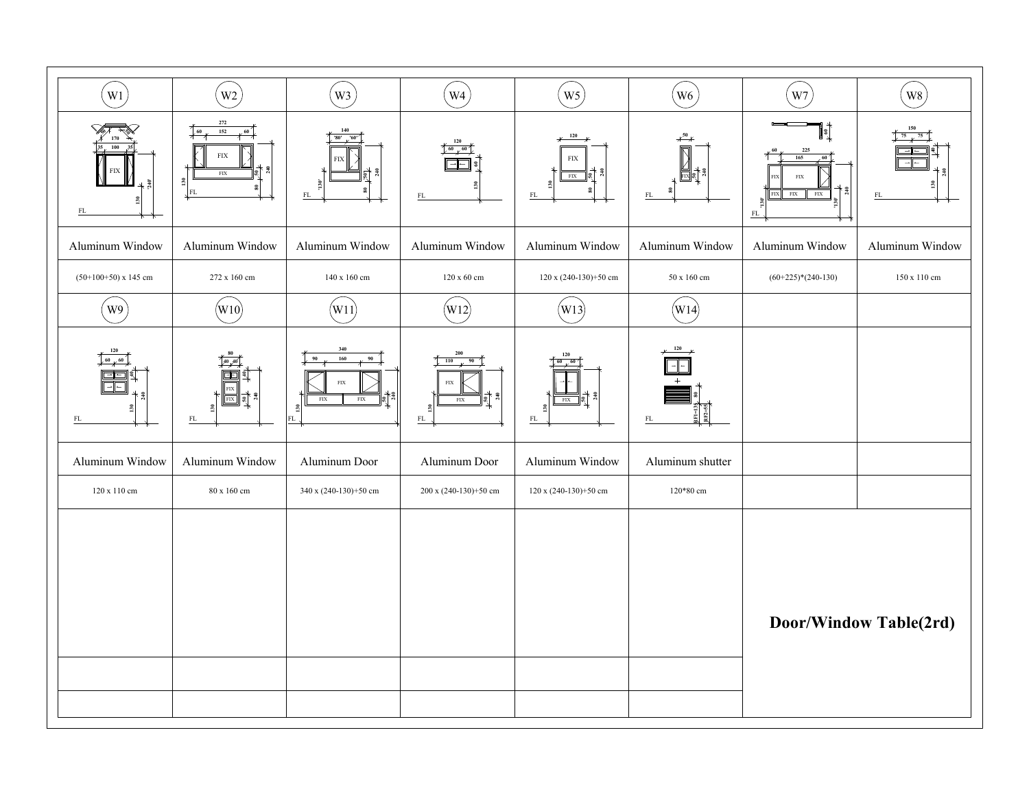# Door/Window Table(2rd)

| W1 | W2 | W3 | W4 | W5 | W6 | W7 | W8 |
|---|---|---|---|---|---|---|---|
| Aluminum Window | Aluminum Window | Aluminum Window | Aluminum Window | Aluminum Window | Aluminum Window | Aluminum Window | Aluminum Window |
| (50+100+50) x 145 cm | 272 x 160 cm | 140 x 160 cm | 120 x 60 cm | 120 x (240-130)+50 cm | 50 x 160 cm | (60+225)*(240-130) | 150 x 110 cm |

| W9 | W10 | W11 | W12 | W13 | W14 | | |
|---|---|---|---|---|---|---|---|
| Aluminum Window | Aluminum Window | Aluminum Door | Aluminum Door | Aluminum Window | Aluminum shutter | | |
| 120 x 110 cm | 80 x 160 cm | 340 x (240-130)+50 cm | 200 x (240-130)+50 cm | 120 x (240-130)+50 cm | 120*80 cm | | |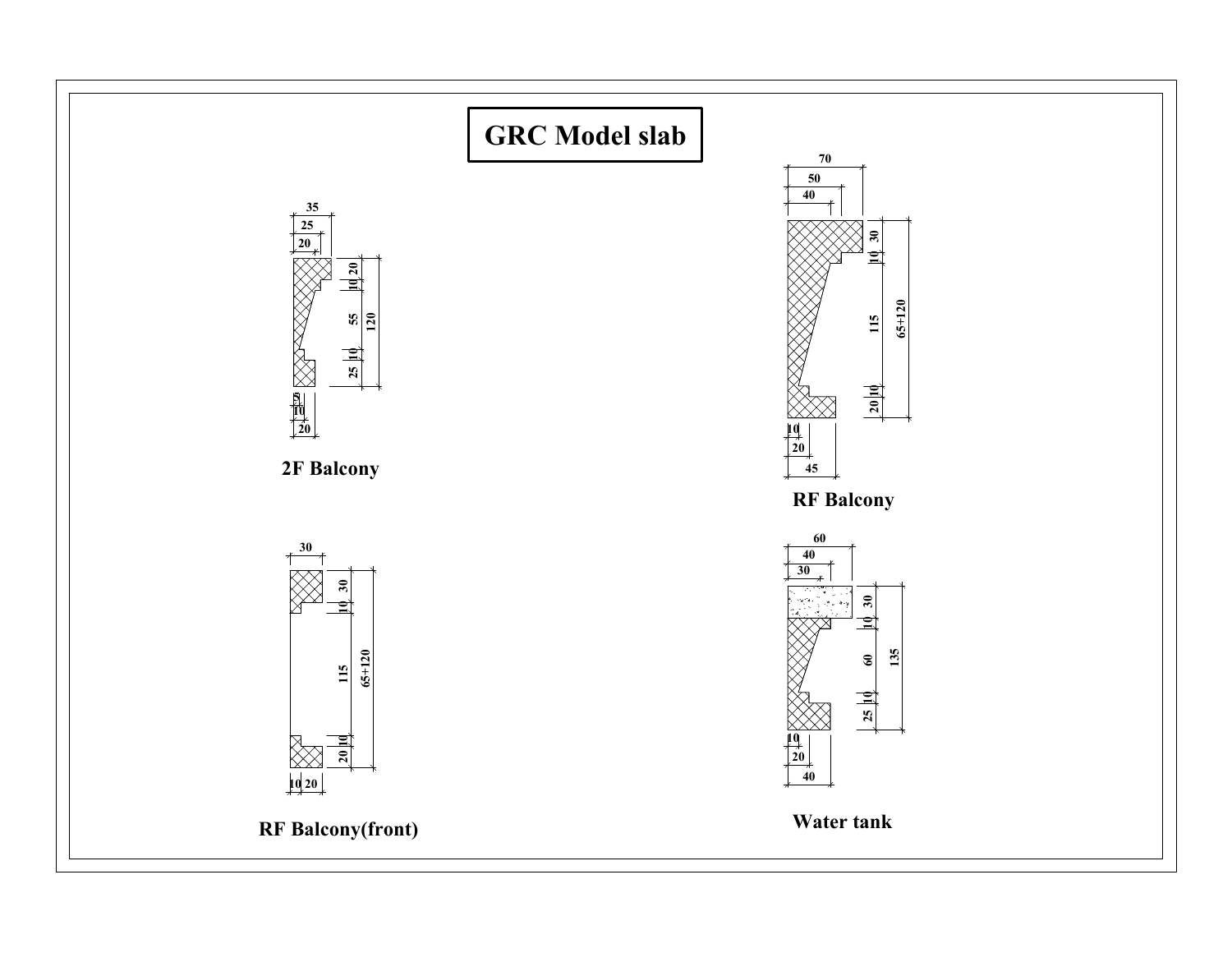# GRC Model slab

35
25
20
20
10
55
120
10
25
5
10
20

**2F Balcony**

70
50
40
30
10
115
65+120
10
20
10
20
45

**RF Balcony**

30
30
10
115
65+120
10
20
10 20

**RF Balcony(front)**

60
40
30
30
10
60
135
10
25
10
20
40

**Water tank**